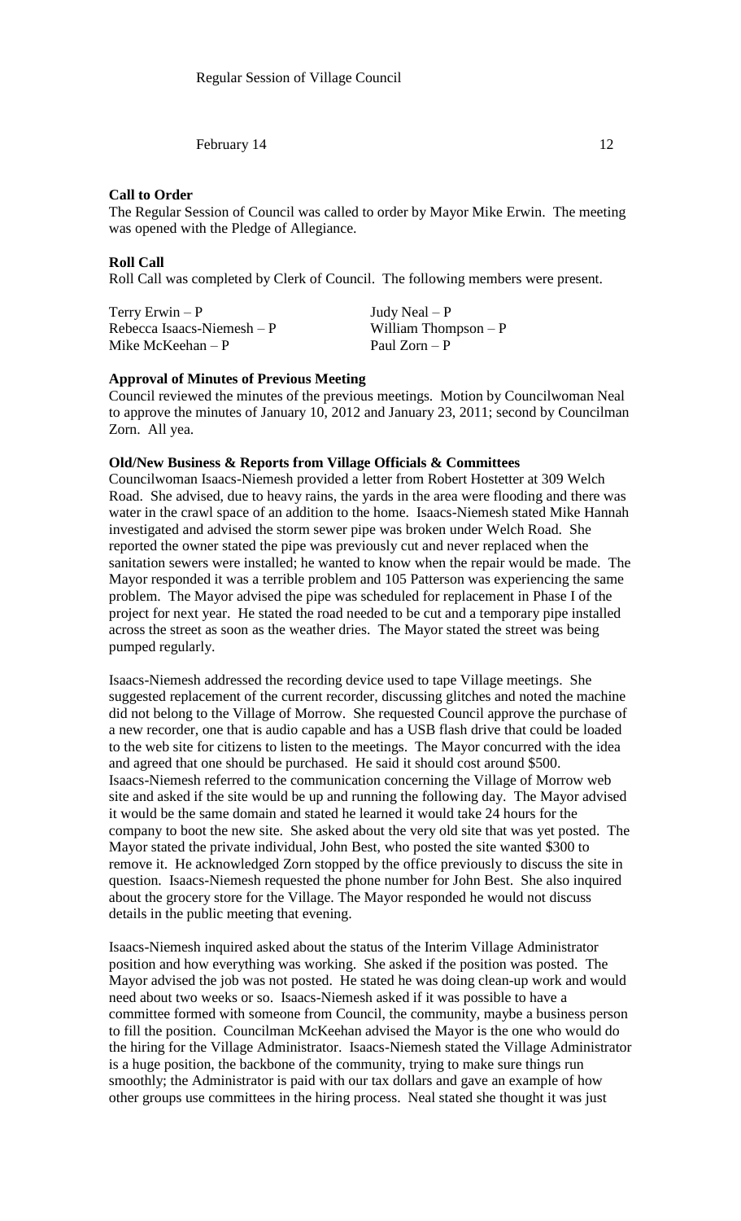Regular Session of Village Council

February 14 12

**Call to Order**

The Regular Session of Council was called to order by Mayor Mike Erwin. The meeting was opened with the Pledge of Allegiance.

**Roll Call**

Roll Call was completed by Clerk of Council. The following members were present.

| | |
|---|---|
| Terry Erwin – P | Judy Neal – P |
| Rebecca Isaacs-Niemesh – P | William Thompson – P |
| Mike McKeehan – P | Paul Zorn – P |

**Approval of Minutes of Previous Meeting**

Council reviewed the minutes of the previous meetings. Motion by Councilwoman Neal to approve the minutes of January 10, 2012 and January 23, 2011; second by Councilman Zorn. All yea.

**Old/New Business & Reports from Village Officials & Committees**

Councilwoman Isaacs-Niemesh provided a letter from Robert Hostetter at 309 Welch Road. She advised, due to heavy rains, the yards in the area were flooding and there was water in the crawl space of an addition to the home. Isaacs-Niemesh stated Mike Hannah investigated and advised the storm sewer pipe was broken under Welch Road. She reported the owner stated the pipe was previously cut and never replaced when the sanitation sewers were installed; he wanted to know when the repair would be made. The Mayor responded it was a terrible problem and 105 Patterson was experiencing the same problem. The Mayor advised the pipe was scheduled for replacement in Phase I of the project for next year. He stated the road needed to be cut and a temporary pipe installed across the street as soon as the weather dries. The Mayor stated the street was being pumped regularly.

Isaacs-Niemesh addressed the recording device used to tape Village meetings. She suggested replacement of the current recorder, discussing glitches and noted the machine did not belong to the Village of Morrow. She requested Council approve the purchase of a new recorder, one that is audio capable and has a USB flash drive that could be loaded to the web site for citizens to listen to the meetings. The Mayor concurred with the idea and agreed that one should be purchased. He said it should cost around $500. Isaacs-Niemesh referred to the communication concerning the Village of Morrow web site and asked if the site would be up and running the following day. The Mayor advised it would be the same domain and stated he learned it would take 24 hours for the company to boot the new site. She asked about the very old site that was yet posted. The Mayor stated the private individual, John Best, who posted the site wanted $300 to remove it. He acknowledged Zorn stopped by the office previously to discuss the site in question. Isaacs-Niemesh requested the phone number for John Best. She also inquired about the grocery store for the Village. The Mayor responded he would not discuss details in the public meeting that evening.

Isaacs-Niemesh inquired asked about the status of the Interim Village Administrator position and how everything was working. She asked if the position was posted. The Mayor advised the job was not posted. He stated he was doing clean-up work and would need about two weeks or so. Isaacs-Niemesh asked if it was possible to have a committee formed with someone from Council, the community, maybe a business person to fill the position. Councilman McKeehan advised the Mayor is the one who would do the hiring for the Village Administrator. Isaacs-Niemesh stated the Village Administrator is a huge position, the backbone of the community, trying to make sure things run smoothly; the Administrator is paid with our tax dollars and gave an example of how other groups use committees in the hiring process. Neal stated she thought it was just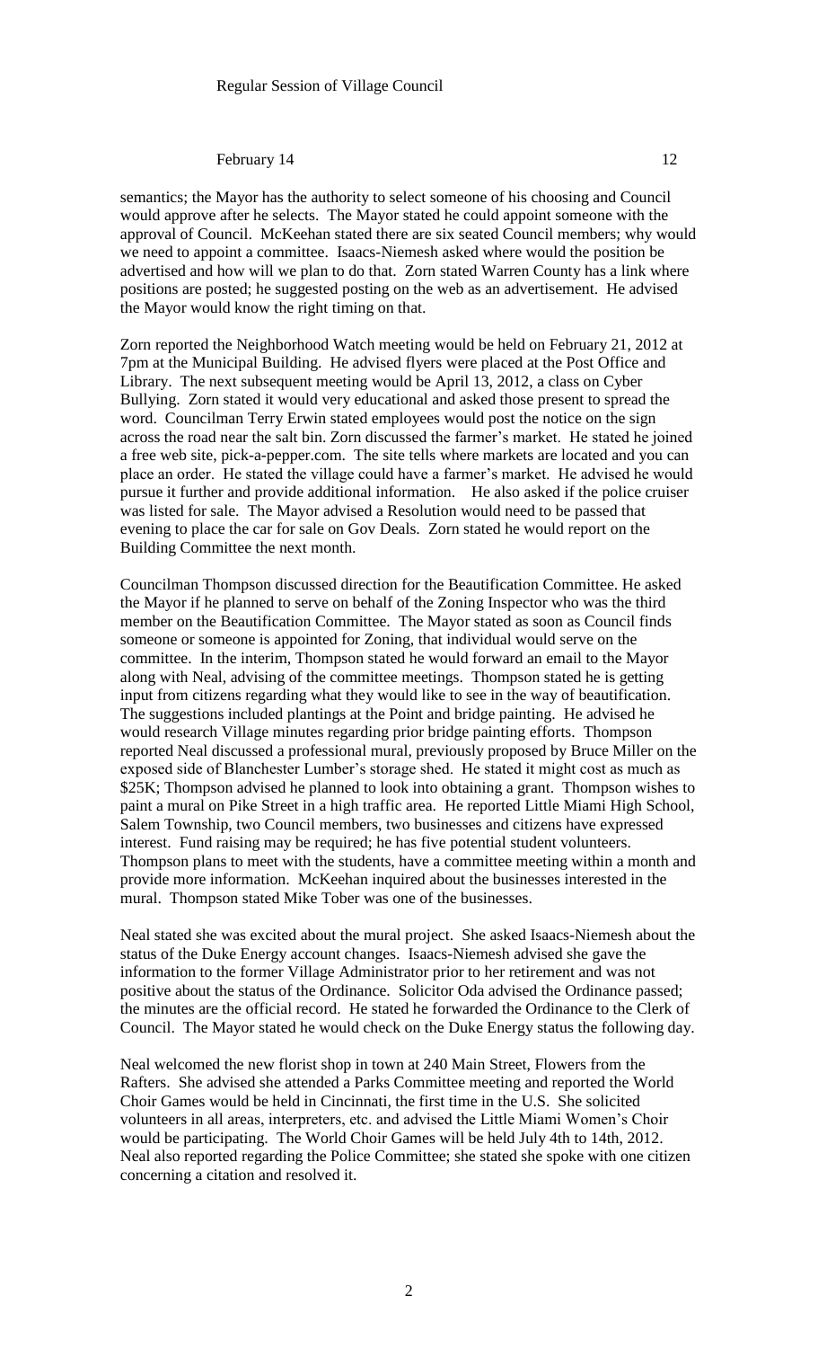semantics; the Mayor has the authority to select someone of his choosing and Council would approve after he selects. The Mayor stated he could appoint someone with the approval of Council. McKeehan stated there are six seated Council members; why would we need to appoint a committee. Isaacs-Niemesh asked where would the position be advertised and how will we plan to do that. Zorn stated Warren County has a link where positions are posted; he suggested posting on the web as an advertisement. He advised the Mayor would know the right timing on that.

Zorn reported the Neighborhood Watch meeting would be held on February 21, 2012 at 7pm at the Municipal Building. He advised flyers were placed at the Post Office and Library. The next subsequent meeting would be April 13, 2012, a class on Cyber Bullying. Zorn stated it would very educational and asked those present to spread the word. Councilman Terry Erwin stated employees would post the notice on the sign across the road near the salt bin. Zorn discussed the farmer's market. He stated he joined a free web site, pick-a-pepper.com. The site tells where markets are located and you can place an order. He stated the village could have a farmer's market. He advised he would pursue it further and provide additional information. He also asked if the police cruiser was listed for sale. The Mayor advised a Resolution would need to be passed that evening to place the car for sale on Gov Deals. Zorn stated he would report on the Building Committee the next month.

Councilman Thompson discussed direction for the Beautification Committee. He asked the Mayor if he planned to serve on behalf of the Zoning Inspector who was the third member on the Beautification Committee. The Mayor stated as soon as Council finds someone or someone is appointed for Zoning, that individual would serve on the committee. In the interim, Thompson stated he would forward an email to the Mayor along with Neal, advising of the committee meetings. Thompson stated he is getting input from citizens regarding what they would like to see in the way of beautification. The suggestions included plantings at the Point and bridge painting. He advised he would research Village minutes regarding prior bridge painting efforts. Thompson reported Neal discussed a professional mural, previously proposed by Bruce Miller on the exposed side of Blanchester Lumber's storage shed. He stated it might cost as much as $25K; Thompson advised he planned to look into obtaining a grant. Thompson wishes to paint a mural on Pike Street in a high traffic area. He reported Little Miami High School, Salem Township, two Council members, two businesses and citizens have expressed interest. Fund raising may be required; he has five potential student volunteers. Thompson plans to meet with the students, have a committee meeting within a month and provide more information. McKeehan inquired about the businesses interested in the mural. Thompson stated Mike Tober was one of the businesses.

Neal stated she was excited about the mural project. She asked Isaacs-Niemesh about the status of the Duke Energy account changes. Isaacs-Niemesh advised she gave the information to the former Village Administrator prior to her retirement and was not positive about the status of the Ordinance. Solicitor Oda advised the Ordinance passed; the minutes are the official record. He stated he forwarded the Ordinance to the Clerk of Council. The Mayor stated he would check on the Duke Energy status the following day.

Neal welcomed the new florist shop in town at 240 Main Street, Flowers from the Rafters. She advised she attended a Parks Committee meeting and reported the World Choir Games would be held in Cincinnati, the first time in the U.S. She solicited volunteers in all areas, interpreters, etc. and advised the Little Miami Women's Choir would be participating. The World Choir Games will be held July 4th to 14th, 2012. Neal also reported regarding the Police Committee; she stated she spoke with one citizen concerning a citation and resolved it.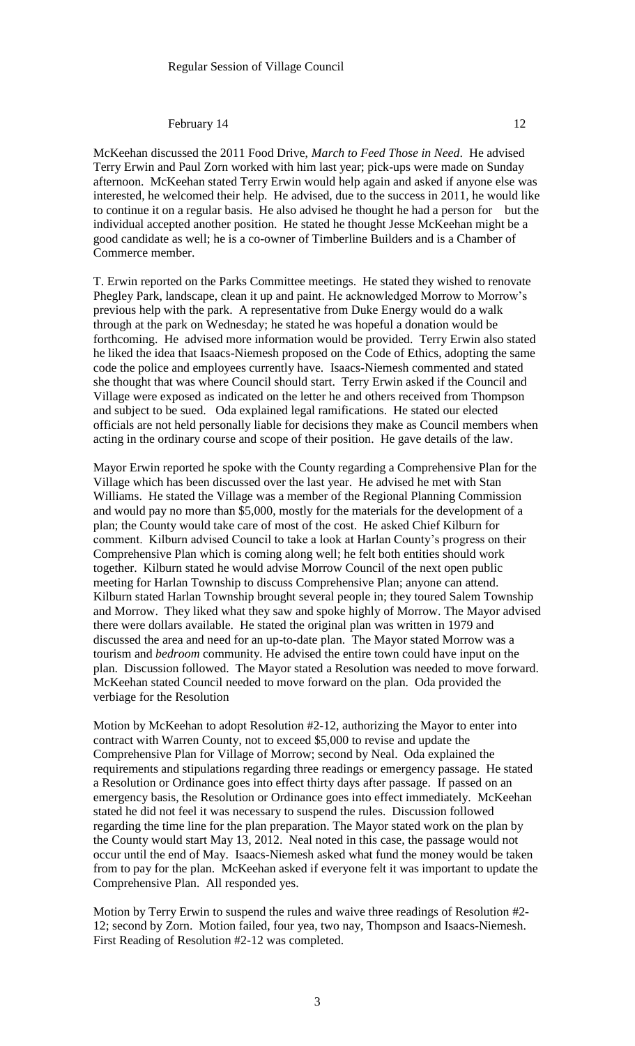McKeehan discussed the 2011 Food Drive, *March to Feed Those in Need*. He advised Terry Erwin and Paul Zorn worked with him last year; pick-ups were made on Sunday afternoon. McKeehan stated Terry Erwin would help again and asked if anyone else was interested, he welcomed their help. He advised, due to the success in 2011, he would like to continue it on a regular basis. He also advised he thought he had a person for but the individual accepted another position. He stated he thought Jesse McKeehan might be a good candidate as well; he is a co-owner of Timberline Builders and is a Chamber of Commerce member.

T. Erwin reported on the Parks Committee meetings. He stated they wished to renovate Phegley Park, landscape, clean it up and paint. He acknowledged Morrow to Morrow's previous help with the park. A representative from Duke Energy would do a walk through at the park on Wednesday; he stated he was hopeful a donation would be forthcoming. He advised more information would be provided. Terry Erwin also stated he liked the idea that Isaacs-Niemesh proposed on the Code of Ethics, adopting the same code the police and employees currently have. Isaacs-Niemesh commented and stated she thought that was where Council should start. Terry Erwin asked if the Council and Village were exposed as indicated on the letter he and others received from Thompson and subject to be sued. Oda explained legal ramifications. He stated our elected officials are not held personally liable for decisions they make as Council members when acting in the ordinary course and scope of their position. He gave details of the law.

Mayor Erwin reported he spoke with the County regarding a Comprehensive Plan for the Village which has been discussed over the last year. He advised he met with Stan Williams. He stated the Village was a member of the Regional Planning Commission and would pay no more than $5,000, mostly for the materials for the development of a plan; the County would take care of most of the cost. He asked Chief Kilburn for comment. Kilburn advised Council to take a look at Harlan County's progress on their Comprehensive Plan which is coming along well; he felt both entities should work together. Kilburn stated he would advise Morrow Council of the next open public meeting for Harlan Township to discuss Comprehensive Plan; anyone can attend. Kilburn stated Harlan Township brought several people in; they toured Salem Township and Morrow. They liked what they saw and spoke highly of Morrow. The Mayor advised there were dollars available. He stated the original plan was written in 1979 and discussed the area and need for an up-to-date plan. The Mayor stated Morrow was a tourism and *bedroom* community. He advised the entire town could have input on the plan. Discussion followed. The Mayor stated a Resolution was needed to move forward. McKeehan stated Council needed to move forward on the plan. Oda provided the verbiage for the Resolution

Motion by McKeehan to adopt Resolution #2-12, authorizing the Mayor to enter into contract with Warren County, not to exceed $5,000 to revise and update the Comprehensive Plan for Village of Morrow; second by Neal. Oda explained the requirements and stipulations regarding three readings or emergency passage. He stated a Resolution or Ordinance goes into effect thirty days after passage. If passed on an emergency basis, the Resolution or Ordinance goes into effect immediately. McKeehan stated he did not feel it was necessary to suspend the rules. Discussion followed regarding the time line for the plan preparation. The Mayor stated work on the plan by the County would start May 13, 2012. Neal noted in this case, the passage would not occur until the end of May. Isaacs-Niemesh asked what fund the money would be taken from to pay for the plan. McKeehan asked if everyone felt it was important to update the Comprehensive Plan. All responded yes.

Motion by Terry Erwin to suspend the rules and waive three readings of Resolution #2-12; second by Zorn. Motion failed, four yea, two nay, Thompson and Isaacs-Niemesh. First Reading of Resolution #2-12 was completed.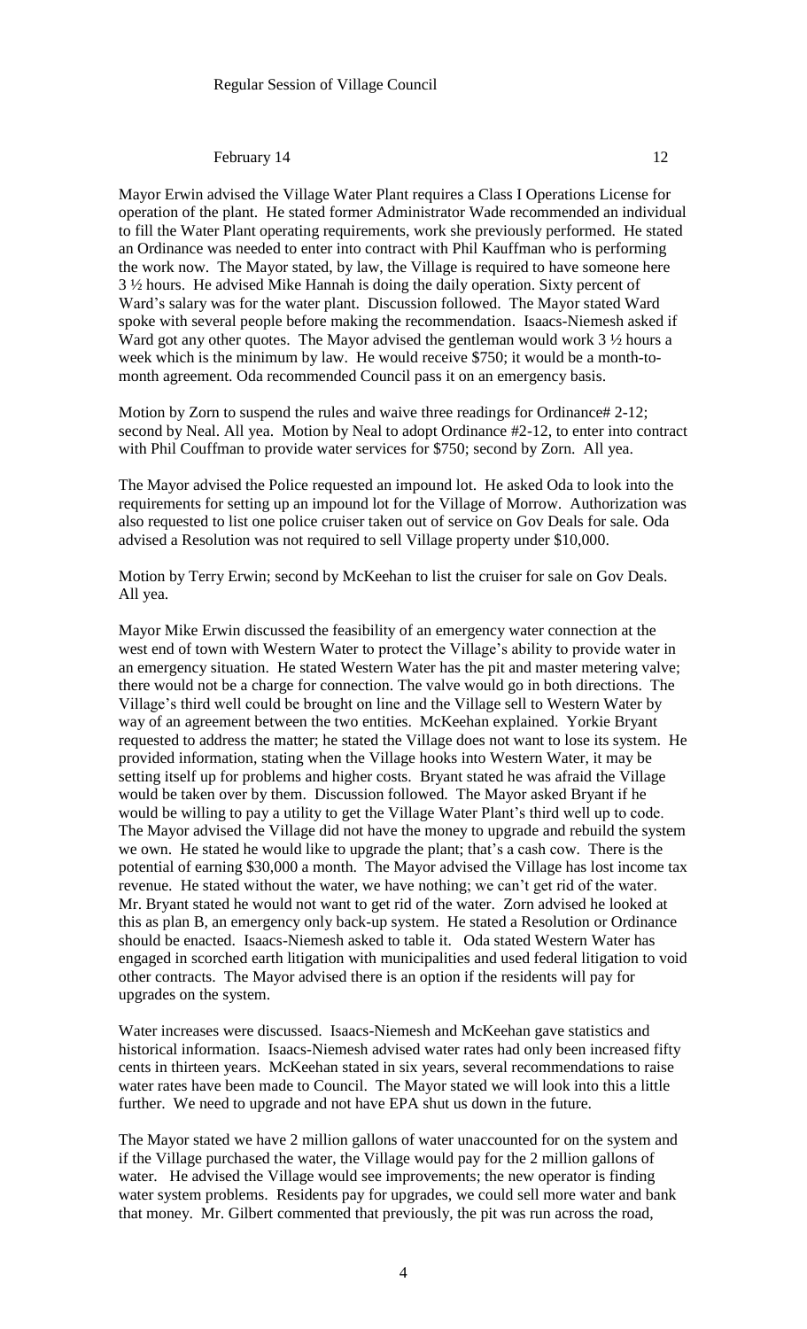Mayor Erwin advised the Village Water Plant requires a Class I Operations License for operation of the plant. He stated former Administrator Wade recommended an individual to fill the Water Plant operating requirements, work she previously performed. He stated an Ordinance was needed to enter into contract with Phil Kauffman who is performing the work now. The Mayor stated, by law, the Village is required to have someone here 3 ½ hours. He advised Mike Hannah is doing the daily operation. Sixty percent of Ward's salary was for the water plant. Discussion followed. The Mayor stated Ward spoke with several people before making the recommendation. Isaacs-Niemesh asked if Ward got any other quotes. The Mayor advised the gentleman would work 3 ½ hours a week which is the minimum by law. He would receive $750; it would be a month-to-month agreement. Oda recommended Council pass it on an emergency basis.

Motion by Zorn to suspend the rules and waive three readings for Ordinance# 2-12; second by Neal. All yea. Motion by Neal to adopt Ordinance #2-12, to enter into contract with Phil Couffman to provide water services for $750; second by Zorn. All yea.

The Mayor advised the Police requested an impound lot. He asked Oda to look into the requirements for setting up an impound lot for the Village of Morrow. Authorization was also requested to list one police cruiser taken out of service on Gov Deals for sale. Oda advised a Resolution was not required to sell Village property under $10,000.

Motion by Terry Erwin; second by McKeehan to list the cruiser for sale on Gov Deals. All yea.

Mayor Mike Erwin discussed the feasibility of an emergency water connection at the west end of town with Western Water to protect the Village's ability to provide water in an emergency situation. He stated Western Water has the pit and master metering valve; there would not be a charge for connection. The valve would go in both directions. The Village's third well could be brought on line and the Village sell to Western Water by way of an agreement between the two entities. McKeehan explained. Yorkie Bryant requested to address the matter; he stated the Village does not want to lose its system. He provided information, stating when the Village hooks into Western Water, it may be setting itself up for problems and higher costs. Bryant stated he was afraid the Village would be taken over by them. Discussion followed. The Mayor asked Bryant if he would be willing to pay a utility to get the Village Water Plant's third well up to code. The Mayor advised the Village did not have the money to upgrade and rebuild the system we own. He stated he would like to upgrade the plant; that's a cash cow. There is the potential of earning $30,000 a month. The Mayor advised the Village has lost income tax revenue. He stated without the water, we have nothing; we can't get rid of the water. Mr. Bryant stated he would not want to get rid of the water. Zorn advised he looked at this as plan B, an emergency only back-up system. He stated a Resolution or Ordinance should be enacted. Isaacs-Niemesh asked to table it. Oda stated Western Water has engaged in scorched earth litigation with municipalities and used federal litigation to void other contracts. The Mayor advised there is an option if the residents will pay for upgrades on the system.

Water increases were discussed. Isaacs-Niemesh and McKeehan gave statistics and historical information. Isaacs-Niemesh advised water rates had only been increased fifty cents in thirteen years. McKeehan stated in six years, several recommendations to raise water rates have been made to Council. The Mayor stated we will look into this a little further. We need to upgrade and not have EPA shut us down in the future.

The Mayor stated we have 2 million gallons of water unaccounted for on the system and if the Village purchased the water, the Village would pay for the 2 million gallons of water. He advised the Village would see improvements; the new operator is finding water system problems. Residents pay for upgrades, we could sell more water and bank that money. Mr. Gilbert commented that previously, the pit was run across the road,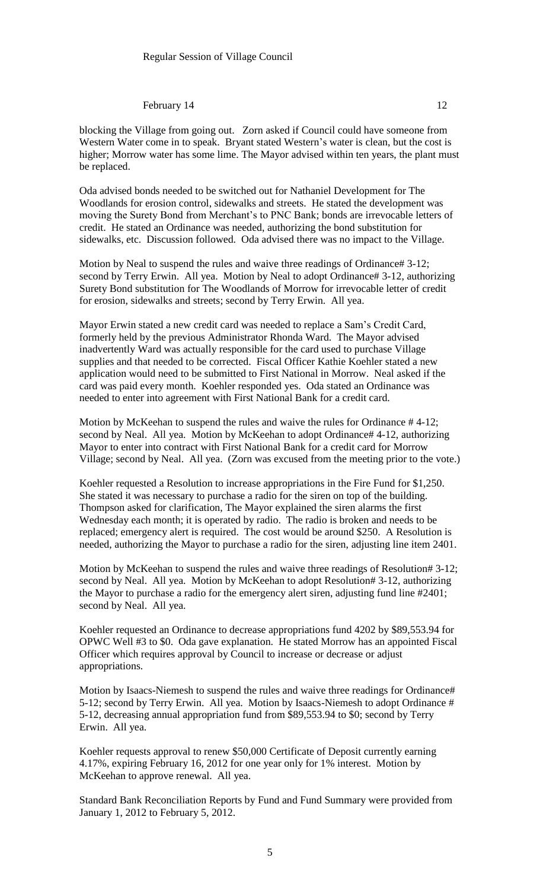blocking the Village from going out. Zorn asked if Council could have someone from Western Water come in to speak. Bryant stated Western's water is clean, but the cost is higher; Morrow water has some lime. The Mayor advised within ten years, the plant must be replaced.

Oda advised bonds needed to be switched out for Nathaniel Development for The Woodlands for erosion control, sidewalks and streets. He stated the development was moving the Surety Bond from Merchant's to PNC Bank; bonds are irrevocable letters of credit. He stated an Ordinance was needed, authorizing the bond substitution for sidewalks, etc. Discussion followed. Oda advised there was no impact to the Village.

Motion by Neal to suspend the rules and waive three readings of Ordinance# 3-12; second by Terry Erwin. All yea. Motion by Neal to adopt Ordinance# 3-12, authorizing Surety Bond substitution for The Woodlands of Morrow for irrevocable letter of credit for erosion, sidewalks and streets; second by Terry Erwin. All yea.

Mayor Erwin stated a new credit card was needed to replace a Sam's Credit Card, formerly held by the previous Administrator Rhonda Ward. The Mayor advised inadvertently Ward was actually responsible for the card used to purchase Village supplies and that needed to be corrected. Fiscal Officer Kathie Koehler stated a new application would need to be submitted to First National in Morrow. Neal asked if the card was paid every month. Koehler responded yes. Oda stated an Ordinance was needed to enter into agreement with First National Bank for a credit card.

Motion by McKeehan to suspend the rules and waive the rules for Ordinance # 4-12; second by Neal. All yea. Motion by McKeehan to adopt Ordinance# 4-12, authorizing Mayor to enter into contract with First National Bank for a credit card for Morrow Village; second by Neal. All yea. (Zorn was excused from the meeting prior to the vote.)

Koehler requested a Resolution to increase appropriations in the Fire Fund for $1,250. She stated it was necessary to purchase a radio for the siren on top of the building. Thompson asked for clarification, The Mayor explained the siren alarms the first Wednesday each month; it is operated by radio. The radio is broken and needs to be replaced; emergency alert is required. The cost would be around $250. A Resolution is needed, authorizing the Mayor to purchase a radio for the siren, adjusting line item 2401.

Motion by McKeehan to suspend the rules and waive three readings of Resolution# 3-12; second by Neal. All yea. Motion by McKeehan to adopt Resolution# 3-12, authorizing the Mayor to purchase a radio for the emergency alert siren, adjusting fund line #2401; second by Neal. All yea.

Koehler requested an Ordinance to decrease appropriations fund 4202 by $89,553.94 for OPWC Well #3 to $0. Oda gave explanation. He stated Morrow has an appointed Fiscal Officer which requires approval by Council to increase or decrease or adjust appropriations.

Motion by Isaacs-Niemesh to suspend the rules and waive three readings for Ordinance# 5-12; second by Terry Erwin. All yea. Motion by Isaacs-Niemesh to adopt Ordinance # 5-12, decreasing annual appropriation fund from $89,553.94 to $0; second by Terry Erwin. All yea.

Koehler requests approval to renew $50,000 Certificate of Deposit currently earning 4.17%, expiring February 16, 2012 for one year only for 1% interest. Motion by McKeehan to approve renewal. All yea.

Standard Bank Reconciliation Reports by Fund and Fund Summary were provided from January 1, 2012 to February 5, 2012.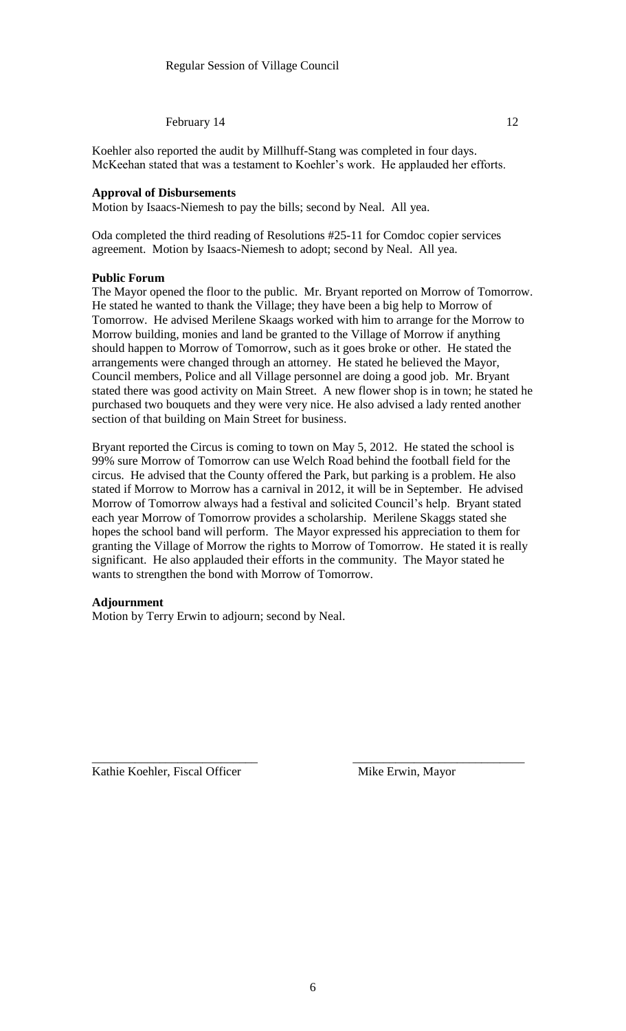Koehler also reported the audit by Millhuff-Stang was completed in four days. McKeehan stated that was a testament to Koehler's work. He applauded her efforts.

**Approval of Disbursements**

Motion by Isaacs-Niemesh to pay the bills; second by Neal. All yea.

Oda completed the third reading of Resolutions #25-11 for Comdoc copier services agreement. Motion by Isaacs-Niemesh to adopt; second by Neal. All yea.

**Public Forum**

The Mayor opened the floor to the public. Mr. Bryant reported on Morrow of Tomorrow. He stated he wanted to thank the Village; they have been a big help to Morrow of Tomorrow. He advised Merilene Skaags worked with him to arrange for the Morrow to Morrow building, monies and land be granted to the Village of Morrow if anything should happen to Morrow of Tomorrow, such as it goes broke or other. He stated the arrangements were changed through an attorney. He stated he believed the Mayor, Council members, Police and all Village personnel are doing a good job. Mr. Bryant stated there was good activity on Main Street. A new flower shop is in town; he stated he purchased two bouquets and they were very nice. He also advised a lady rented another section of that building on Main Street for business.

Bryant reported the Circus is coming to town on May 5, 2012. He stated the school is 99% sure Morrow of Tomorrow can use Welch Road behind the football field for the circus. He advised that the County offered the Park, but parking is a problem. He also stated if Morrow to Morrow has a carnival in 2012, it will be in September. He advised Morrow of Tomorrow always had a festival and solicited Council's help. Bryant stated each year Morrow of Tomorrow provides a scholarship. Merilene Skaggs stated she hopes the school band will perform. The Mayor expressed his appreciation to them for granting the Village of Morrow the rights to Morrow of Tomorrow. He stated it is really significant. He also applauded their efforts in the community. The Mayor stated he wants to strengthen the bond with Morrow of Tomorrow.

**Adjournment**

Motion by Terry Erwin to adjourn; second by Neal.

\_\_\_\_\_\_\_\_\_\_\_\_\_\_\_\_\_\_\_\_\_\_\_\_\_\_\_\_ \_\_\_\_\_\_\_\_\_\_\_\_\_\_\_\_\_\_\_\_\_\_\_\_\_\_\_\_

Kathie Koehler, Fiscal Officer Mike Erwin, Mayor